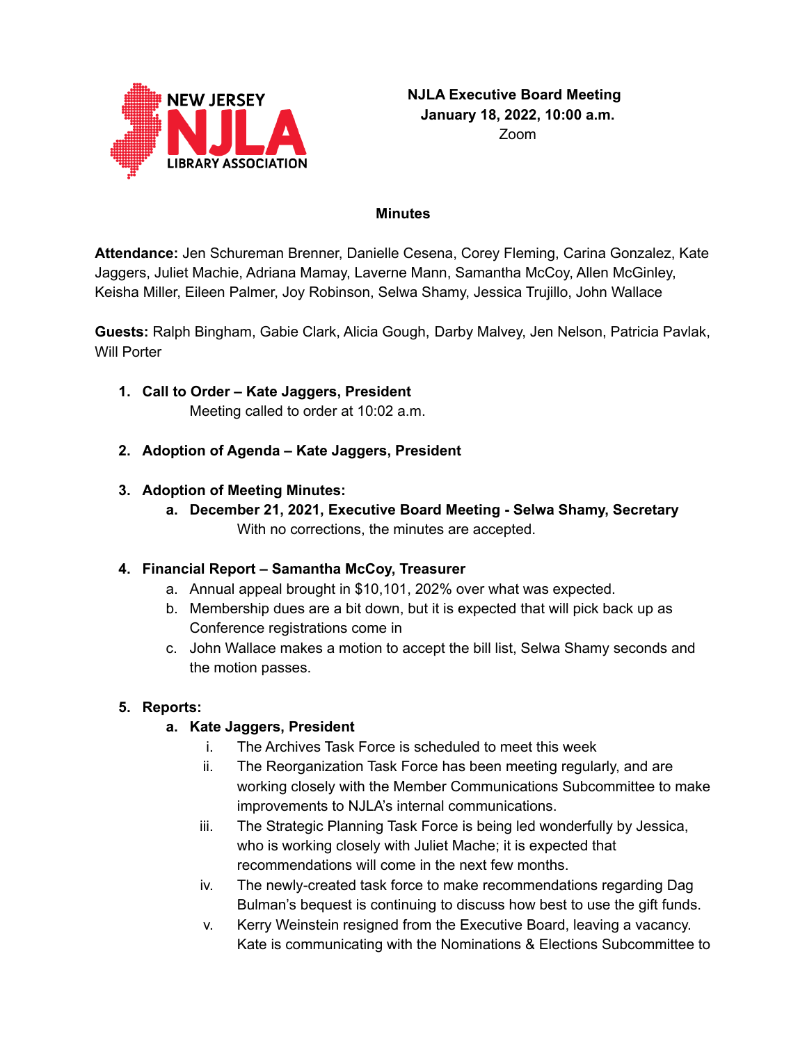**NJLA Executive Board Meeting**
**January 18, 2022, 10:00 a.m.**
Zoom

## Minutes

**Attendance:** Jen Schureman Brenner, Danielle Cesena, Corey Fleming, Carina Gonzalez, Kate Jaggers, Juliet Machie, Adriana Mamay, Laverne Mann, Samantha McCoy, Allen McGinley, Keisha Miller, Eileen Palmer, Joy Robinson, Selwa Shamy, Jessica Trujillo, John Wallace

**Guests:** Ralph Bingham, Gabie Clark, Alicia Gough, Darby Malvey, Jen Nelson, Patricia Pavlak, Will Porter

1. **Call to Order – Kate Jaggers, President**
   Meeting called to order at 10:02 a.m.

2. **Adoption of Agenda – Kate Jaggers, President**

3. **Adoption of Meeting Minutes:**
   a. **December 21, 2021, Executive Board Meeting - Selwa Shamy, Secretary**
      With no corrections, the minutes are accepted.

4. **Financial Report – Samantha McCoy, Treasurer**
   a. Annual appeal brought in $10,101, 202% over what was expected.
   b. Membership dues are a bit down, but it is expected that will pick back up as Conference registrations come in
   c. John Wallace makes a motion to accept the bill list, Selwa Shamy seconds and the motion passes.

5. **Reports:**
   a. **Kate Jaggers, President**
      i. The Archives Task Force is scheduled to meet this week
      ii. The Reorganization Task Force has been meeting regularly, and are working closely with the Member Communications Subcommittee to make improvements to NJLA's internal communications.
      iii. The Strategic Planning Task Force is being led wonderfully by Jessica, who is working closely with Juliet Mache; it is expected that recommendations will come in the next few months.
      iv. The newly-created task force to make recommendations regarding Dag Bulman's bequest is continuing to discuss how best to use the gift funds.
      v. Kerry Weinstein resigned from the Executive Board, leaving a vacancy. Kate is communicating with the Nominations & Elections Subcommittee to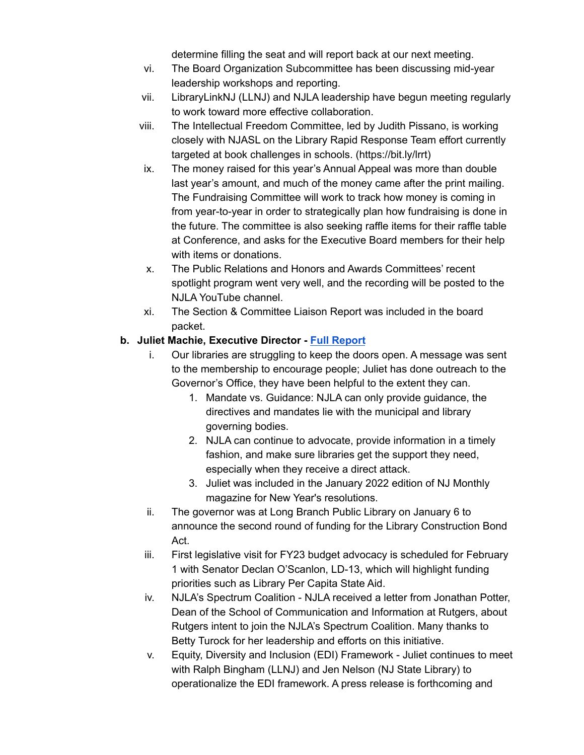determine filling the seat and will report back at our next meeting.

vi. The Board Organization Subcommittee has been discussing mid-year leadership workshops and reporting.

vii. LibraryLinkNJ (LLNJ) and NJLA leadership have begun meeting regularly to work toward more effective collaboration.

viii. The Intellectual Freedom Committee, led by Judith Pissano, is working closely with NJASL on the Library Rapid Response Team effort currently targeted at book challenges in schools. (https://bit.ly/lrrt)

ix. The money raised for this year's Annual Appeal was more than double last year's amount, and much of the money came after the print mailing. The Fundraising Committee will work to track how money is coming in from year-to-year in order to strategically plan how fundraising is done in the future. The committee is also seeking raffle items for their raffle table at Conference, and asks for the Executive Board members for their help with items or donations.

x. The Public Relations and Honors and Awards Committees' recent spotlight program went very well, and the recording will be posted to the NJLA YouTube channel.

xi. The Section & Committee Liaison Report was included in the board packet.

**b. Juliet Machie, Executive Director - Full Report**

i. Our libraries are struggling to keep the doors open. A message was sent to the membership to encourage people; Juliet has done outreach to the Governor's Office, they have been helpful to the extent they can.

1. Mandate vs. Guidance: NJLA can only provide guidance, the directives and mandates lie with the municipal and library governing bodies.
2. NJLA can continue to advocate, provide information in a timely fashion, and make sure libraries get the support they need, especially when they receive a direct attack.
3. Juliet was included in the January 2022 edition of NJ Monthly magazine for New Year's resolutions.

ii. The governor was at Long Branch Public Library on January 6 to announce the second round of funding for the Library Construction Bond Act.

iii. First legislative visit for FY23 budget advocacy is scheduled for February 1 with Senator Declan O'Scanlon, LD-13, which will highlight funding priorities such as Library Per Capita State Aid.

iv. NJLA's Spectrum Coalition - NJLA received a letter from Jonathan Potter, Dean of the School of Communication and Information at Rutgers, about Rutgers intent to join the NJLA's Spectrum Coalition. Many thanks to Betty Turock for her leadership and efforts on this initiative.

v. Equity, Diversity and Inclusion (EDI) Framework - Juliet continues to meet with Ralph Bingham (LLNJ) and Jen Nelson (NJ State Library) to operationalize the EDI framework. A press release is forthcoming and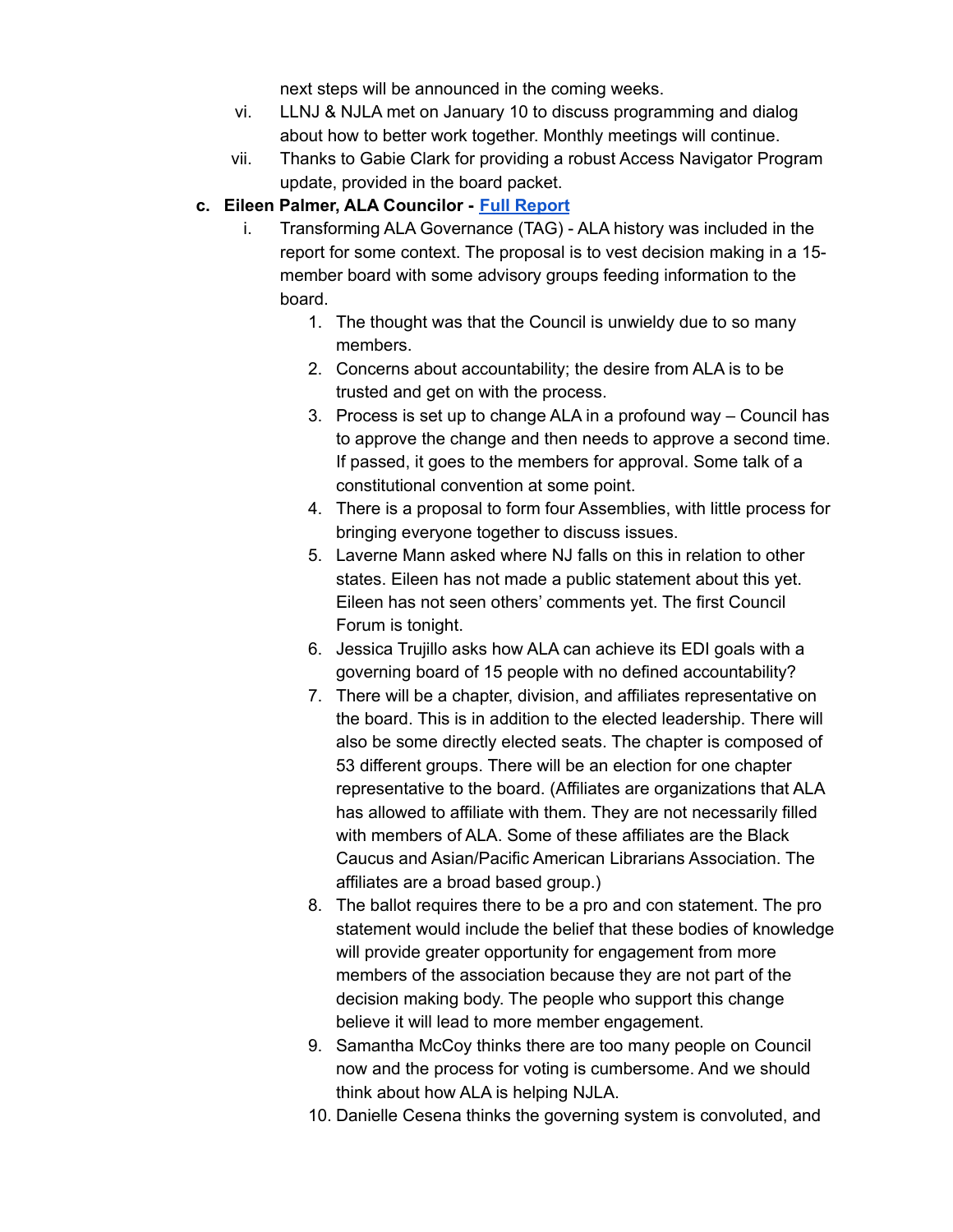next steps will be announced in the coming weeks.

- vi. LLNJ & NJLA met on January 10 to discuss programming and dialog about how to better work together. Monthly meetings will continue.
- vii. Thanks to Gabie Clark for providing a robust Access Navigator Program update, provided in the board packet.

**c. Eileen Palmer, ALA Councilor - [Full Report]()**

- i. Transforming ALA Governance (TAG) - ALA history was included in the report for some context. The proposal is to vest decision making in a 15-member board with some advisory groups feeding information to the board.
    1. The thought was that the Council is unwieldy due to so many members.
    2. Concerns about accountability; the desire from ALA is to be trusted and get on with the process.
    3. Process is set up to change ALA in a profound way – Council has to approve the change and then needs to approve a second time. If passed, it goes to the members for approval. Some talk of a constitutional convention at some point.
    4. There is a proposal to form four Assemblies, with little process for bringing everyone together to discuss issues.
    5. Laverne Mann asked where NJ falls on this in relation to other states. Eileen has not made a public statement about this yet. Eileen has not seen others' comments yet. The first Council Forum is tonight.
    6. Jessica Trujillo asks how ALA can achieve its EDI goals with a governing board of 15 people with no defined accountability?
    7. There will be a chapter, division, and affiliates representative on the board. This is in addition to the elected leadership. There will also be some directly elected seats. The chapter is composed of 53 different groups. There will be an election for one chapter representative to the board. (Affiliates are organizations that ALA has allowed to affiliate with them. They are not necessarily filled with members of ALA. Some of these affiliates are the Black Caucus and Asian/Pacific American Librarians Association. The affiliates are a broad based group.)
    8. The ballot requires there to be a pro and con statement. The pro statement would include the belief that these bodies of knowledge will provide greater opportunity for engagement from more members of the association because they are not part of the decision making body. The people who support this change believe it will lead to more member engagement.
    9. Samantha McCoy thinks there are too many people on Council now and the process for voting is cumbersome. And we should think about how ALA is helping NJLA.
    10. Danielle Cesena thinks the governing system is convoluted, and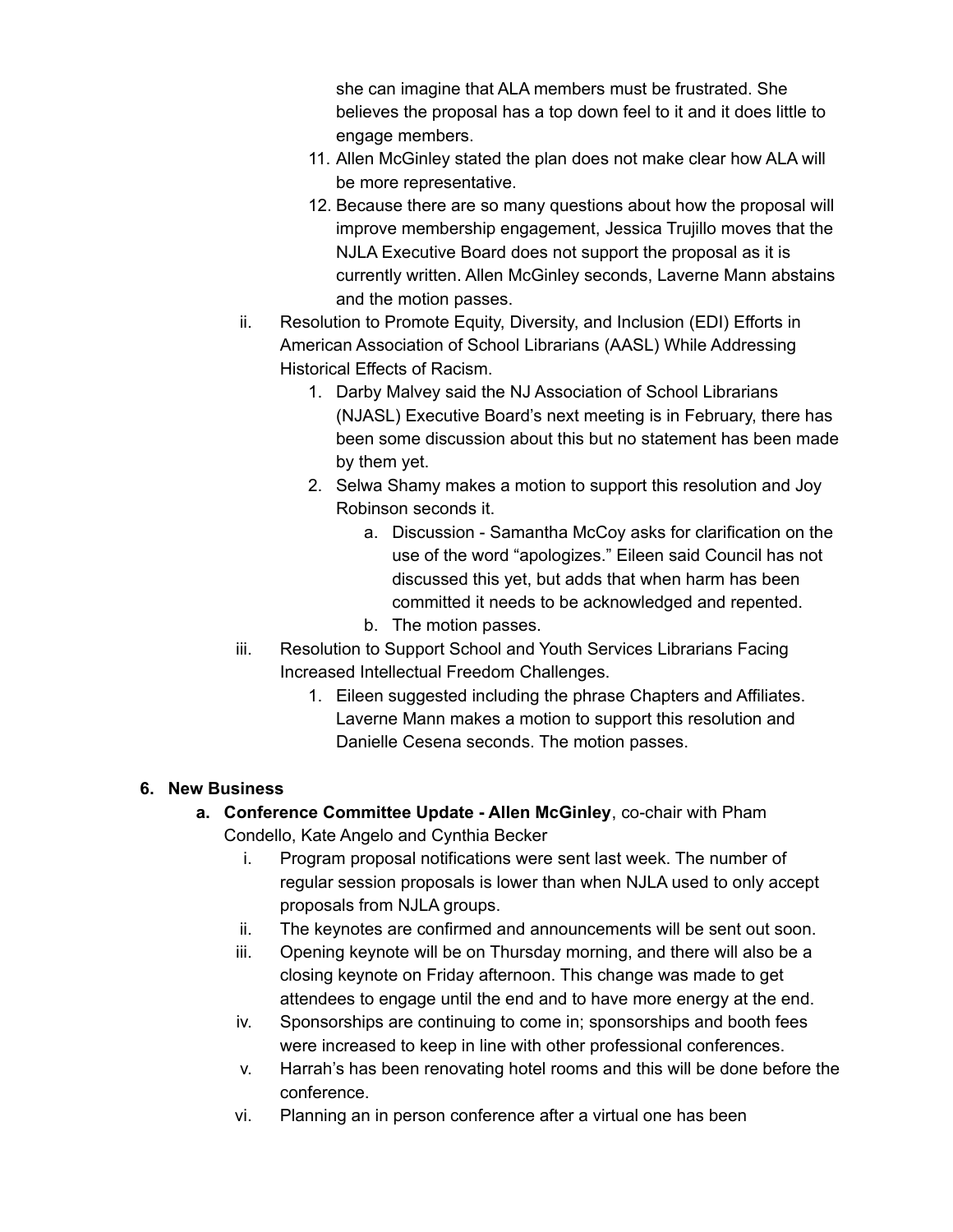she can imagine that ALA members must be frustrated. She believes the proposal has a top down feel to it and it does little to engage members.

11. Allen McGinley stated the plan does not make clear how ALA will be more representative.
12. Because there are so many questions about how the proposal will improve membership engagement, Jessica Trujillo moves that the NJLA Executive Board does not support the proposal as it is currently written. Allen McGinley seconds, Laverne Mann abstains and the motion passes.

ii. Resolution to Promote Equity, Diversity, and Inclusion (EDI) Efforts in American Association of School Librarians (AASL) While Addressing Historical Effects of Racism.
   1. Darby Malvey said the NJ Association of School Librarians (NJASL) Executive Board's next meeting is in February, there has been some discussion about this but no statement has been made by them yet.
   2. Selwa Shamy makes a motion to support this resolution and Joy Robinson seconds it.
      a. Discussion - Samantha McCoy asks for clarification on the use of the word "apologizes." Eileen said Council has not discussed this yet, but adds that when harm has been committed it needs to be acknowledged and repented.
      b. The motion passes.

iii. Resolution to Support School and Youth Services Librarians Facing Increased Intellectual Freedom Challenges.
   1. Eileen suggested including the phrase Chapters and Affiliates. Laverne Mann makes a motion to support this resolution and Danielle Cesena seconds. The motion passes.

## 6. New Business

**a. Conference Committee Update - Allen McGinley**, co-chair with Pham Condello, Kate Angelo and Cynthia Becker

i. Program proposal notifications were sent last week. The number of regular session proposals is lower than when NJLA used to only accept proposals from NJLA groups.

ii. The keynotes are confirmed and announcements will be sent out soon.

iii. Opening keynote will be on Thursday morning, and there will also be a closing keynote on Friday afternoon. This change was made to get attendees to engage until the end and to have more energy at the end.

iv. Sponsorships are continuing to come in; sponsorships and booth fees were increased to keep in line with other professional conferences.

v. Harrah's has been renovating hotel rooms and this will be done before the conference.

vi. Planning an in person conference after a virtual one has been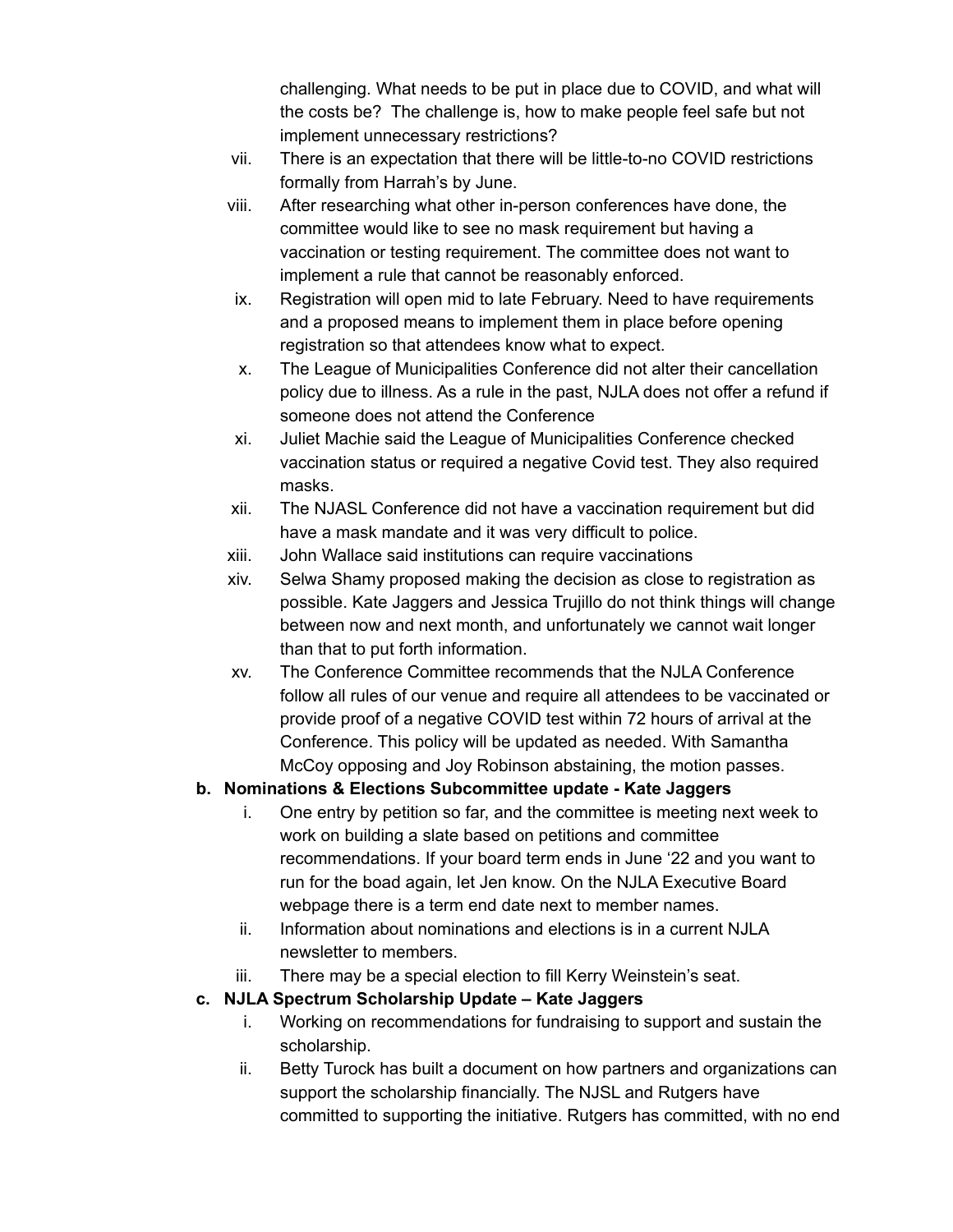challenging. What needs to be put in place due to COVID, and what will the costs be? The challenge is, how to make people feel safe but not implement unnecessary restrictions?

vii. There is an expectation that there will be little-to-no COVID restrictions formally from Harrah's by June.

viii. After researching what other in-person conferences have done, the committee would like to see no mask requirement but having a vaccination or testing requirement. The committee does not want to implement a rule that cannot be reasonably enforced.

ix. Registration will open mid to late February. Need to have requirements and a proposed means to implement them in place before opening registration so that attendees know what to expect.

x. The League of Municipalities Conference did not alter their cancellation policy due to illness. As a rule in the past, NJLA does not offer a refund if someone does not attend the Conference

xi. Juliet Machie said the League of Municipalities Conference checked vaccination status or required a negative Covid test. They also required masks.

xii. The NJASL Conference did not have a vaccination requirement but did have a mask mandate and it was very difficult to police.

xiii. John Wallace said institutions can require vaccinations

xiv. Selwa Shamy proposed making the decision as close to registration as possible. Kate Jaggers and Jessica Trujillo do not think things will change between now and next month, and unfortunately we cannot wait longer than that to put forth information.

xv. The Conference Committee recommends that the NJLA Conference follow all rules of our venue and require all attendees to be vaccinated or provide proof of a negative COVID test within 72 hours of arrival at the Conference. This policy will be updated as needed. With Samantha McCoy opposing and Joy Robinson abstaining, the motion passes.

**b. Nominations & Elections Subcommittee update - Kate Jaggers**

i. One entry by petition so far, and the committee is meeting next week to work on building a slate based on petitions and committee recommendations. If your board term ends in June '22 and you want to run for the boad again, let Jen know. On the NJLA Executive Board webpage there is a term end date next to member names.

ii. Information about nominations and elections is in a current NJLA newsletter to members.

iii. There may be a special election to fill Kerry Weinstein's seat.

**c. NJLA Spectrum Scholarship Update – Kate Jaggers**

i. Working on recommendations for fundraising to support and sustain the scholarship.

ii. Betty Turock has built a document on how partners and organizations can support the scholarship financially. The NJSL and Rutgers have committed to supporting the initiative. Rutgers has committed, with no end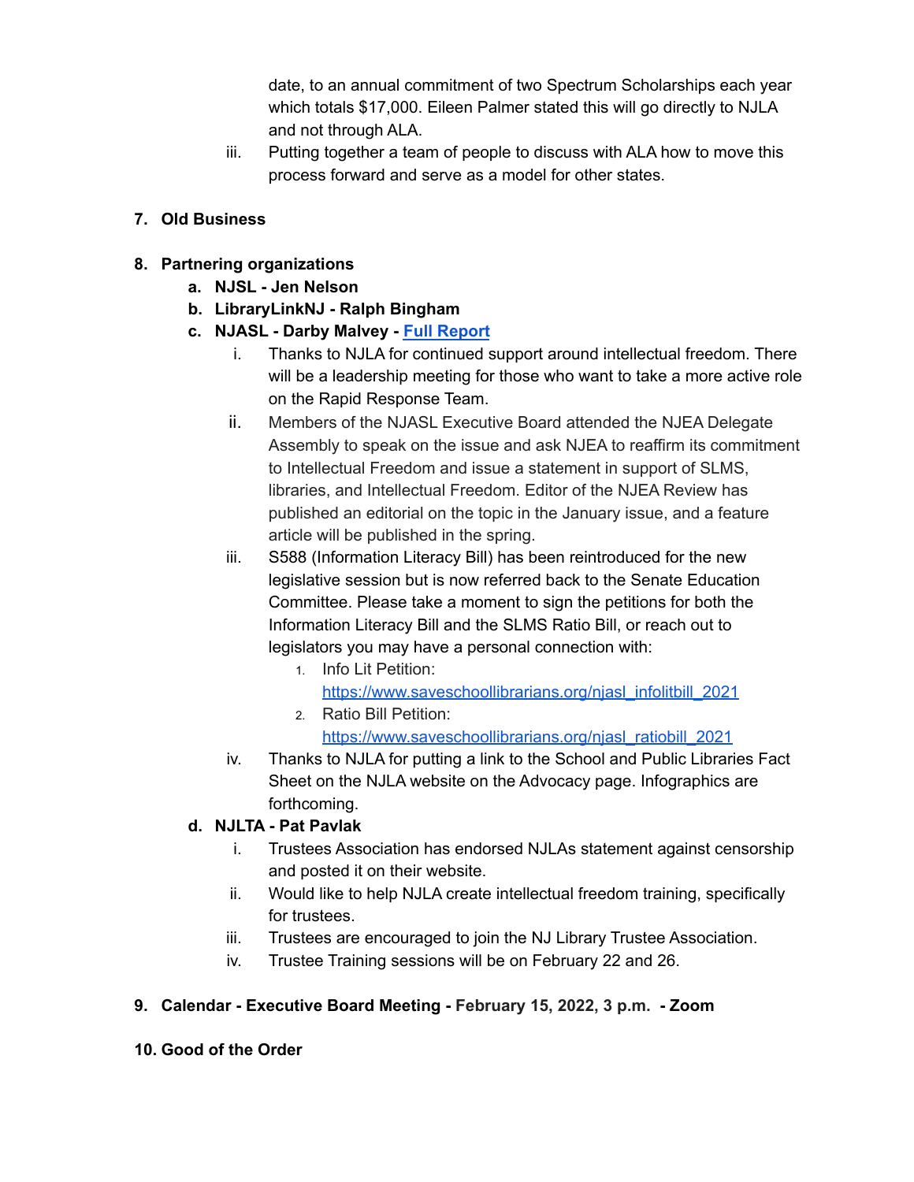date, to an annual commitment of two Spectrum Scholarships each year which totals $17,000. Eileen Palmer stated this will go directly to NJLA and not through ALA.

iii. Putting together a team of people to discuss with ALA how to move this process forward and serve as a model for other states.

7. **Old Business**

8. **Partnering organizations**
   a. **NJSL - Jen Nelson**
   b. **LibraryLinkNJ - Ralph Bingham**
   c. **NJASL - Darby Malvey - [Full Report]()**
      i. Thanks to NJLA for continued support around intellectual freedom. There will be a leadership meeting for those who want to take a more active role on the Rapid Response Team.
      ii. Members of the NJASL Executive Board attended the NJEA Delegate Assembly to speak on the issue and ask NJEA to reaffirm its commitment to Intellectual Freedom and issue a statement in support of SLMS, libraries, and Intellectual Freedom. Editor of the NJEA Review has published an editorial on the topic in the January issue, and a feature article will be published in the spring.
      iii. S588 (Information Literacy Bill) has been reintroduced for the new legislative session but is now referred back to the Senate Education Committee. Please take a moment to sign the petitions for both the Information Literacy Bill and the SLMS Ratio Bill, or reach out to legislators you may have a personal connection with:
         1. Info Lit Petition: https://www.saveschoollibrarians.org/njasl_infolitbill_2021
         2. Ratio Bill Petition: https://www.saveschoollibrarians.org/njasl_ratiobill_2021
      iv. Thanks to NJLA for putting a link to the School and Public Libraries Fact Sheet on the NJLA website on the Advocacy page. Infographics are forthcoming.
   d. **NJLTA - Pat Pavlak**
      i. Trustees Association has endorsed NJLAs statement against censorship and posted it on their website.
      ii. Would like to help NJLA create intellectual freedom training, specifically for trustees.
      iii. Trustees are encouraged to join the NJ Library Trustee Association.
      iv. Trustee Training sessions will be on February 22 and 26.

9. **Calendar - Executive Board Meeting - February 15, 2022, 3 p.m. - Zoom**

10. **Good of the Order**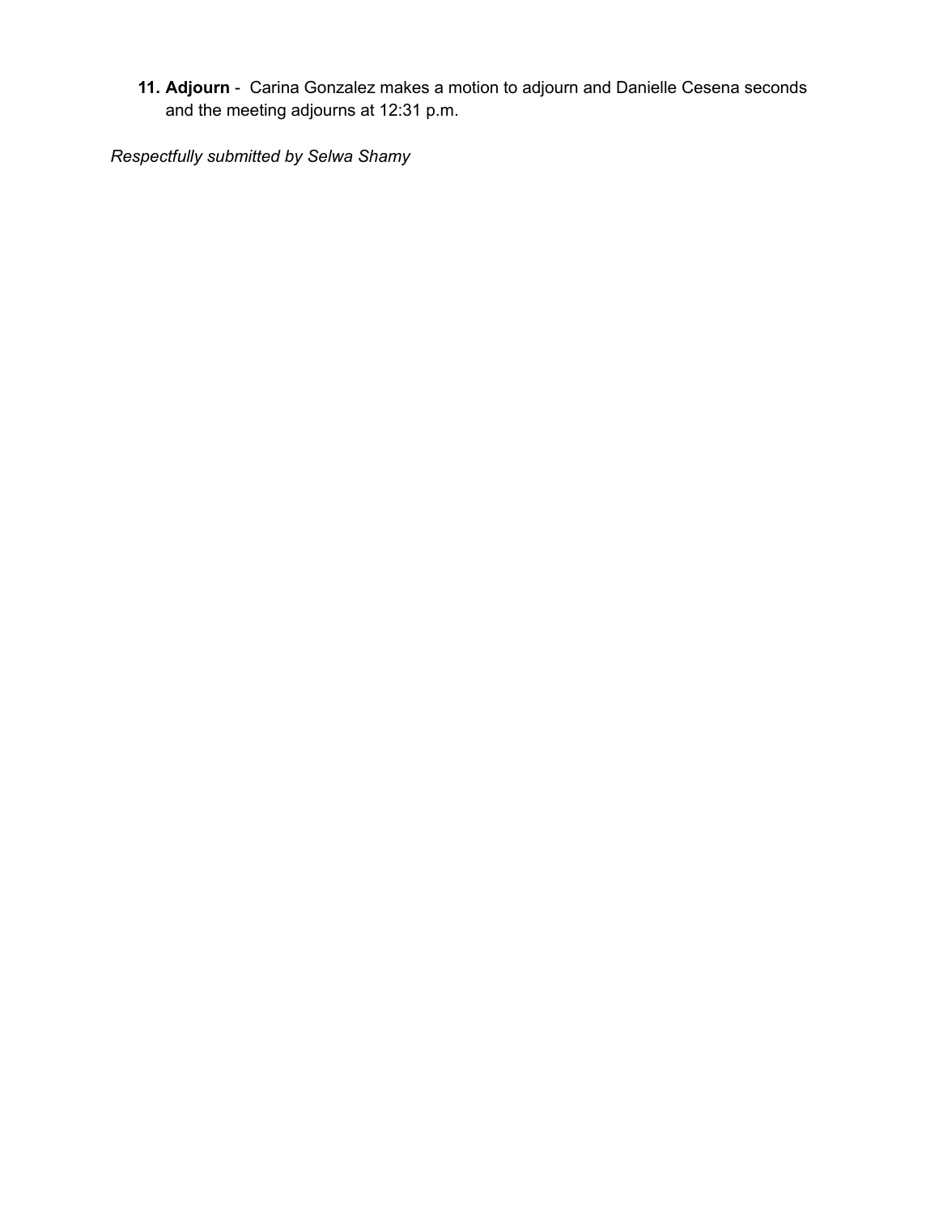11. **Adjourn** - Carina Gonzalez makes a motion to adjourn and Danielle Cesena seconds and the meeting adjourns at 12:31 p.m.

*Respectfully submitted by Selwa Shamy*